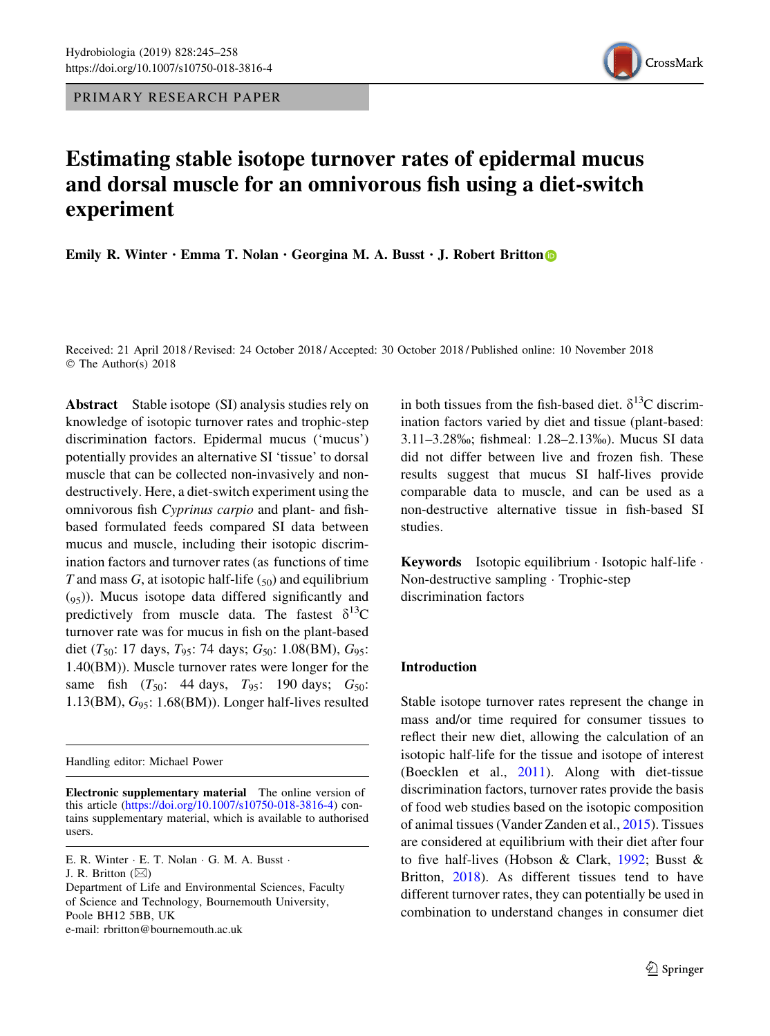PRIMARY RESEARCH PAPER

# Estimating stable isotope turnover rates of epidermal mucus and dorsal muscle for an omnivorous fish using a diet-switch experiment

**Emily R. Winter · Emma T. Nolan · Georgina M. A. Busst · J. Robert Britton**

Received: 21 April 2018 / Revised: 24 October 2018 / Accepted: 30 October 2018 / Published online: 10 November 2018
© The Author(s) 2018

**Abstract** Stable isotope (SI) analysis studies rely on knowledge of isotopic turnover rates and trophic-step discrimination factors. Epidermal mucus ('mucus') potentially provides an alternative SI 'tissue' to dorsal muscle that can be collected non-invasively and non-destructively. Here, a diet-switch experiment using the omnivorous fish *Cyprinus carpio* and plant- and fish-based formulated feeds compared SI data between mucus and muscle, including their isotopic discrimination factors and turnover rates (as functions of time *T* and mass *G*, at isotopic half-life ($_{50}$) and equilibrium ($_{95}$)). Mucus isotope data differed significantly and predictively from muscle data. The fastest $\delta^{13}$C turnover rate was for mucus in fish on the plant-based diet ($T_{50}$: 17 days, $T_{95}$: 74 days; $G_{50}$: 1.08(BM), $G_{95}$: 1.40(BM)). Muscle turnover rates were longer for the same fish ($T_{50}$: 44 days, $T_{95}$: 190 days; $G_{50}$: 1.13(BM), $G_{95}$: 1.68(BM)). Longer half-lives resulted in both tissues from the fish-based diet. $\delta^{13}$C discrimination factors varied by diet and tissue (plant-based: 3.11–3.28‰; fishmeal: 1.28–2.13‰). Mucus SI data did not differ between live and frozen fish. These results suggest that mucus SI half-lives provide comparable data to muscle, and can be used as a non-destructive alternative tissue in fish-based SI studies.

**Keywords** Isotopic equilibrium · Isotopic half-life · Non-destructive sampling · Trophic-step discrimination factors

Handling editor: Michael Power

**Electronic supplementary material** The online version of this article (https://doi.org/10.1007/s10750-018-3816-4) contains supplementary material, which is available to authorised users.

E. R. Winter · E. T. Nolan · G. M. A. Busst · J. R. Britton (✉)
Department of Life and Environmental Sciences, Faculty of Science and Technology, Bournemouth University, Poole BH12 5BB, UK
e-mail: rbritton@bournemouth.ac.uk

## Introduction

Stable isotope turnover rates represent the change in mass and/or time required for consumer tissues to reflect their new diet, allowing the calculation of an isotopic half-life for the tissue and isotope of interest (Boecklen et al., 2011). Along with diet-tissue discrimination factors, turnover rates provide the basis of food web studies based on the isotopic composition of animal tissues (Vander Zanden et al., 2015). Tissues are considered at equilibrium with their diet after four to five half-lives (Hobson & Clark, 1992; Busst & Britton, 2018). As different tissues tend to have different turnover rates, they can potentially be used in combination to understand changes in consumer diet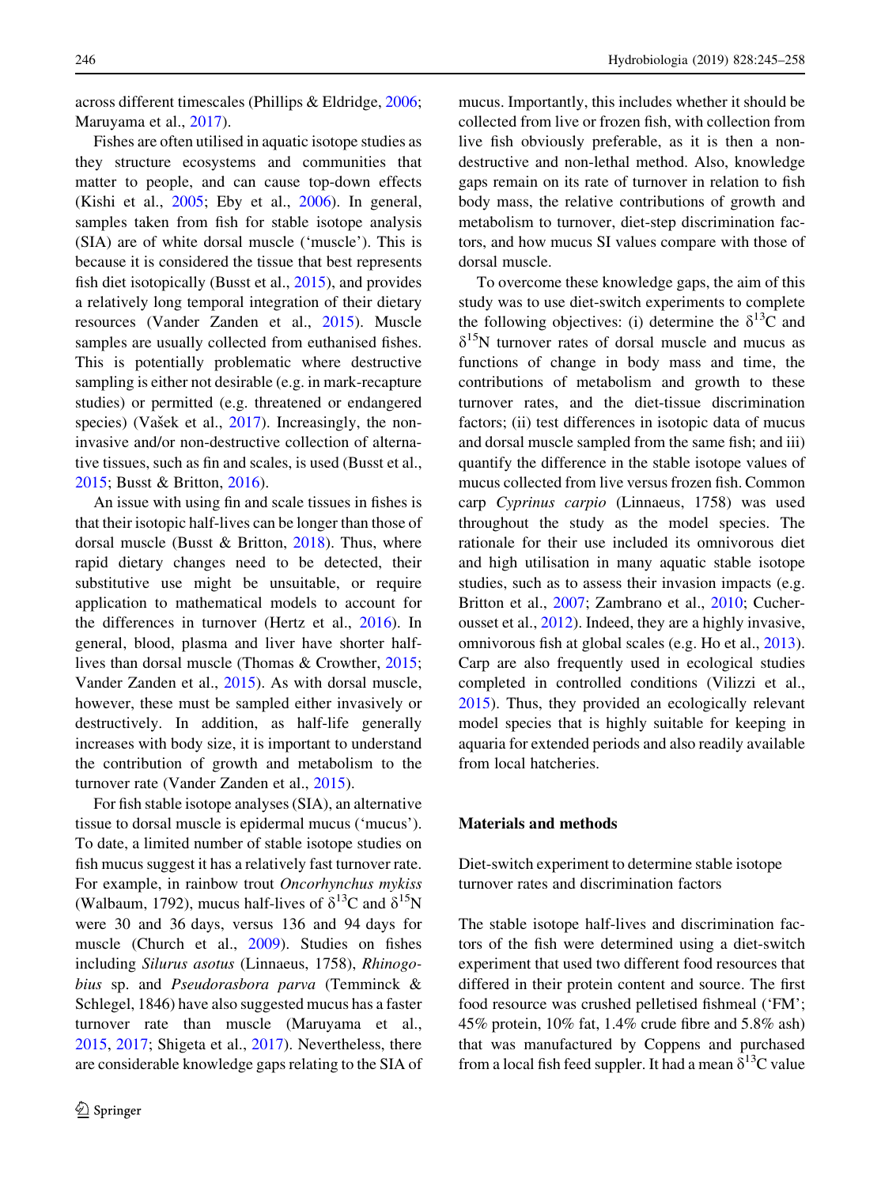across different timescales (Phillips & Eldridge, 2006; Maruyama et al., 2017).

Fishes are often utilised in aquatic isotope studies as they structure ecosystems and communities that matter to people, and can cause top-down effects (Kishi et al., 2005; Eby et al., 2006). In general, samples taken from fish for stable isotope analysis (SIA) are of white dorsal muscle ('muscle'). This is because it is considered the tissue that best represents fish diet isotopically (Busst et al., 2015), and provides a relatively long temporal integration of their dietary resources (Vander Zanden et al., 2015). Muscle samples are usually collected from euthanised fishes. This is potentially problematic where destructive sampling is either not desirable (e.g. in mark-recapture studies) or permitted (e.g. threatened or endangered species) (Vašek et al., 2017). Increasingly, the non-invasive and/or non-destructive collection of alternative tissues, such as fin and scales, is used (Busst et al., 2015; Busst & Britton, 2016).

An issue with using fin and scale tissues in fishes is that their isotopic half-lives can be longer than those of dorsal muscle (Busst & Britton, 2018). Thus, where rapid dietary changes need to be detected, their substitutive use might be unsuitable, or require application to mathematical models to account for the differences in turnover (Hertz et al., 2016). In general, blood, plasma and liver have shorter half-lives than dorsal muscle (Thomas & Crowther, 2015; Vander Zanden et al., 2015). As with dorsal muscle, however, these must be sampled either invasively or destructively. In addition, as half-life generally increases with body size, it is important to understand the contribution of growth and metabolism to the turnover rate (Vander Zanden et al., 2015).

For fish stable isotope analyses (SIA), an alternative tissue to dorsal muscle is epidermal mucus ('mucus'). To date, a limited number of stable isotope studies on fish mucus suggest it has a relatively fast turnover rate. For example, in rainbow trout *Oncorhynchus mykiss* (Walbaum, 1792), mucus half-lives of $\delta^{13}$C and $\delta^{15}$N were 30 and 36 days, versus 136 and 94 days for muscle (Church et al., 2009). Studies on fishes including *Silurus asotus* (Linnaeus, 1758), *Rhinogobius* sp. and *Pseudorasbora parva* (Temminck & Schlegel, 1846) have also suggested mucus has a faster turnover rate than muscle (Maruyama et al., 2015, 2017; Shigeta et al., 2017). Nevertheless, there are considerable knowledge gaps relating to the SIA of mucus. Importantly, this includes whether it should be collected from live or frozen fish, with collection from live fish obviously preferable, as it is then a non-destructive and non-lethal method. Also, knowledge gaps remain on its rate of turnover in relation to fish body mass, the relative contributions of growth and metabolism to turnover, diet-step discrimination factors, and how mucus SI values compare with those of dorsal muscle.

To overcome these knowledge gaps, the aim of this study was to use diet-switch experiments to complete the following objectives: (i) determine the $\delta^{13}$C and $\delta^{15}$N turnover rates of dorsal muscle and mucus as functions of change in body mass and time, the contributions of metabolism and growth to these turnover rates, and the diet-tissue discrimination factors; (ii) test differences in isotopic data of mucus and dorsal muscle sampled from the same fish; and iii) quantify the difference in the stable isotope values of mucus collected from live versus frozen fish. Common carp *Cyprinus carpio* (Linnaeus, 1758) was used throughout the study as the model species. The rationale for their use included its omnivorous diet and high utilisation in many aquatic stable isotope studies, such as to assess their invasion impacts (e.g. Britton et al., 2007; Zambrano et al., 2010; Cucherousset et al., 2012). Indeed, they are a highly invasive, omnivorous fish at global scales (e.g. Ho et al., 2013). Carp are also frequently used in ecological studies completed in controlled conditions (Vilizzi et al., 2015). Thus, they provided an ecologically relevant model species that is highly suitable for keeping in aquaria for extended periods and also readily available from local hatcheries.

## Materials and methods

### Diet-switch experiment to determine stable isotope turnover rates and discrimination factors

The stable isotope half-lives and discrimination factors of the fish were determined using a diet-switch experiment that used two different food resources that differed in their protein content and source. The first food resource was crushed pelletised fishmeal ('FM'; 45% protein, 10% fat, 1.4% crude fibre and 5.8% ash) that was manufactured by Coppens and purchased from a local fish feed suppler. It had a mean $\delta^{13}$C value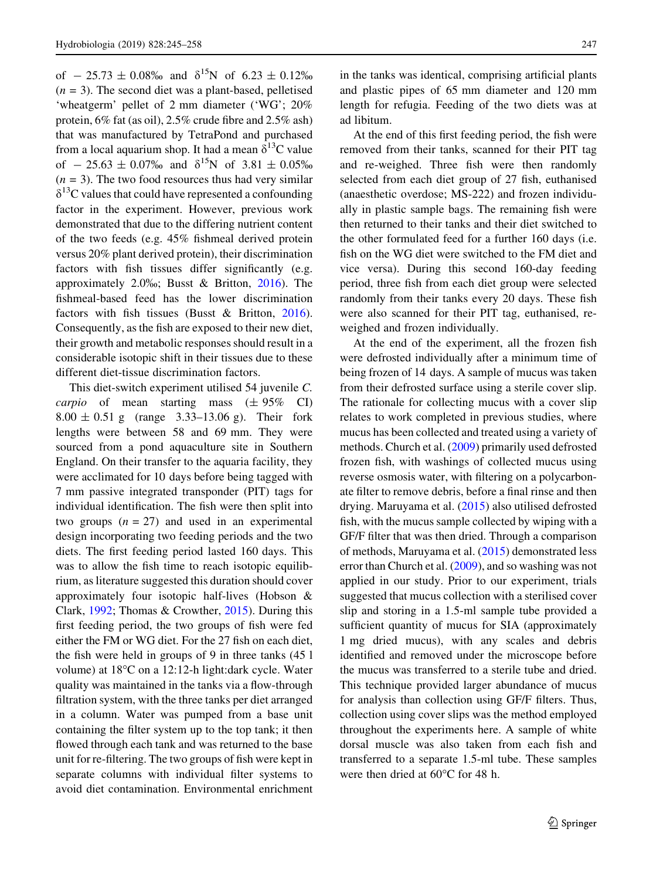of $-25.73 \pm 0.08$‰ and $\delta^{15}N$ of $6.23 \pm 0.12$‰ ($n = 3$). The second diet was a plant-based, pelletised 'wheatgerm' pellet of 2 mm diameter ('WG'; 20% protein, 6% fat (as oil), 2.5% crude fibre and 2.5% ash) that was manufactured by TetraPond and purchased from a local aquarium shop. It had a mean $\delta^{13}C$ value of $-25.63 \pm 0.07$‰ and $\delta^{15}N$ of $3.81 \pm 0.05$‰ ($n = 3$). The two food resources thus had very similar $\delta^{13}C$ values that could have represented a confounding factor in the experiment. However, previous work demonstrated that due to the differing nutrient content of the two feeds (e.g. 45% fishmeal derived protein versus 20% plant derived protein), their discrimination factors with fish tissues differ significantly (e.g. approximately 2.0‰; Busst & Britton, 2016). The fishmeal-based feed has the lower discrimination factors with fish tissues (Busst & Britton, 2016). Consequently, as the fish are exposed to their new diet, their growth and metabolic responses should result in a considerable isotopic shift in their tissues due to these different diet-tissue discrimination factors.

This diet-switch experiment utilised 54 juvenile *C. carpio* of mean starting mass ($\pm$ 95% CI) $8.00 \pm 0.51$ g (range 3.33–13.06 g). Their fork lengths were between 58 and 69 mm. They were sourced from a pond aquaculture site in Southern England. On their transfer to the aquaria facility, they were acclimated for 10 days before being tagged with 7 mm passive integrated transponder (PIT) tags for individual identification. The fish were then split into two groups ($n = 27$) and used in an experimental design incorporating two feeding periods and the two diets. The first feeding period lasted 160 days. This was to allow the fish time to reach isotopic equilibrium, as literature suggested this duration should cover approximately four isotopic half-lives (Hobson & Clark, 1992; Thomas & Crowther, 2015). During this first feeding period, the two groups of fish were fed either the FM or WG diet. For the 27 fish on each diet, the fish were held in groups of 9 in three tanks (45 l volume) at 18°C on a 12:12-h light:dark cycle. Water quality was maintained in the tanks via a flow-through filtration system, with the three tanks per diet arranged in a column. Water was pumped from a base unit containing the filter system up to the top tank; it then flowed through each tank and was returned to the base unit for re-filtering. The two groups of fish were kept in separate columns with individual filter systems to avoid diet contamination. Environmental enrichment in the tanks was identical, comprising artificial plants and plastic pipes of 65 mm diameter and 120 mm length for refugia. Feeding of the two diets was at ad libitum.

At the end of this first feeding period, the fish were removed from their tanks, scanned for their PIT tag and re-weighed. Three fish were then randomly selected from each diet group of 27 fish, euthanised (anaesthetic overdose; MS-222) and frozen individually in plastic sample bags. The remaining fish were then returned to their tanks and their diet switched to the other formulated feed for a further 160 days (i.e. fish on the WG diet were switched to the FM diet and vice versa). During this second 160-day feeding period, three fish from each diet group were selected randomly from their tanks every 20 days. These fish were also scanned for their PIT tag, euthanised, re-weighed and frozen individually.

At the end of the experiment, all the frozen fish were defrosted individually after a minimum time of being frozen of 14 days. A sample of mucus was taken from their defrosted surface using a sterile cover slip. The rationale for collecting mucus with a cover slip relates to work completed in previous studies, where mucus has been collected and treated using a variety of methods. Church et al. (2009) primarily used defrosted frozen fish, with washings of collected mucus using reverse osmosis water, with filtering on a polycarbonate filter to remove debris, before a final rinse and then drying. Maruyama et al. (2015) also utilised defrosted fish, with the mucus sample collected by wiping with a GF/F filter that was then dried. Through a comparison of methods, Maruyama et al. (2015) demonstrated less error than Church et al. (2009), and so washing was not applied in our study. Prior to our experiment, trials suggested that mucus collection with a sterilised cover slip and storing in a 1.5-ml sample tube provided a sufficient quantity of mucus for SIA (approximately 1 mg dried mucus), with any scales and debris identified and removed under the microscope before the mucus was transferred to a sterile tube and dried. This technique provided larger abundance of mucus for analysis than collection using GF/F filters. Thus, collection using cover slips was the method employed throughout the experiments here. A sample of white dorsal muscle was also taken from each fish and transferred to a separate 1.5-ml tube. These samples were then dried at 60°C for 48 h.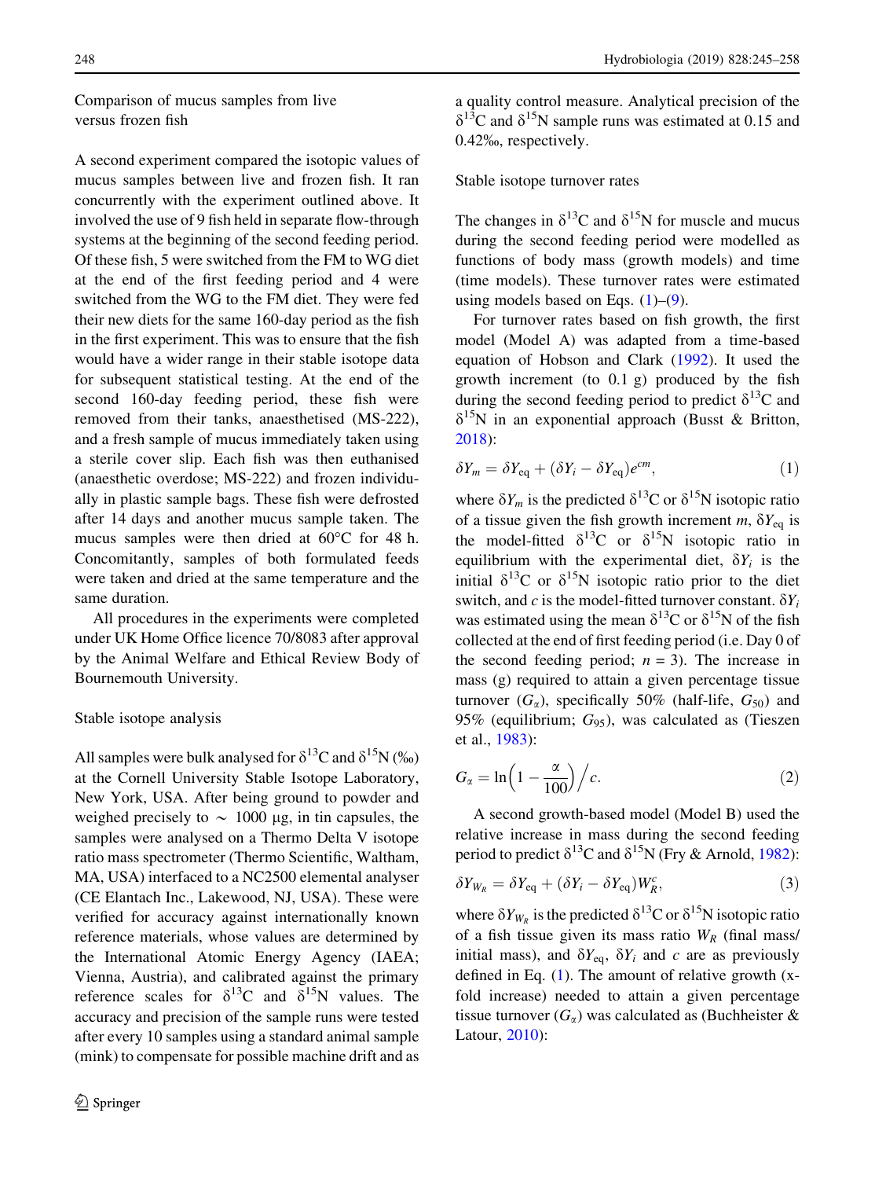## Comparison of mucus samples from live versus frozen fish

A second experiment compared the isotopic values of mucus samples between live and frozen fish. It ran concurrently with the experiment outlined above. It involved the use of 9 fish held in separate flow-through systems at the beginning of the second feeding period. Of these fish, 5 were switched from the FM to WG diet at the end of the first feeding period and 4 were switched from the WG to the FM diet. They were fed their new diets for the same 160-day period as the fish in the first experiment. This was to ensure that the fish would have a wider range in their stable isotope data for subsequent statistical testing. At the end of the second 160-day feeding period, these fish were removed from their tanks, anaesthetised (MS-222), and a fresh sample of mucus immediately taken using a sterile cover slip. Each fish was then euthanised (anaesthetic overdose; MS-222) and frozen individually in plastic sample bags. These fish were defrosted after 14 days and another mucus sample taken. The mucus samples were then dried at 60°C for 48 h. Concomitantly, samples of both formulated feeds were taken and dried at the same temperature and the same duration.

All procedures in the experiments were completed under UK Home Office licence 70/8083 after approval by the Animal Welfare and Ethical Review Body of Bournemouth University.

## Stable isotope analysis

All samples were bulk analysed for $\delta^{13}$C and $\delta^{15}$N (‰) at the Cornell University Stable Isotope Laboratory, New York, USA. After being ground to powder and weighed precisely to $\sim$ 1000 µg, in tin capsules, the samples were analysed on a Thermo Delta V isotope ratio mass spectrometer (Thermo Scientific, Waltham, MA, USA) interfaced to a NC2500 elemental analyser (CE Elantach Inc., Lakewood, NJ, USA). These were verified for accuracy against internationally known reference materials, whose values are determined by the International Atomic Energy Agency (IAEA; Vienna, Austria), and calibrated against the primary reference scales for $\delta^{13}$C and $\delta^{15}$N values. The accuracy and precision of the sample runs were tested after every 10 samples using a standard animal sample (mink) to compensate for possible machine drift and as a quality control measure. Analytical precision of the $\delta^{13}$C and $\delta^{15}$N sample runs was estimated at 0.15 and 0.42‰, respectively.

## Stable isotope turnover rates

The changes in $\delta^{13}$C and $\delta^{15}$N for muscle and mucus during the second feeding period were modelled as functions of body mass (growth models) and time (time models). These turnover rates were estimated using models based on Eqs. (1)–(9).

For turnover rates based on fish growth, the first model (Model A) was adapted from a time-based equation of Hobson and Clark (1992). It used the growth increment (to 0.1 g) produced by the fish during the second feeding period to predict $\delta^{13}$C and $\delta^{15}$N in an exponential approach (Busst & Britton, 2018):

$$\delta Y_m = \delta Y_{\mathrm{eq}} + (\delta Y_i - \delta Y_{\mathrm{eq}})e^{cm}, \tag{1}$$

where $\delta Y_m$ is the predicted $\delta^{13}$C or $\delta^{15}$N isotopic ratio of a tissue given the fish growth increment $m$, $\delta Y_{\mathrm{eq}}$ is the model-fitted $\delta^{13}$C or $\delta^{15}$N isotopic ratio in equilibrium with the experimental diet, $\delta Y_i$ is the initial $\delta^{13}$C or $\delta^{15}$N isotopic ratio prior to the diet switch, and $c$ is the model-fitted turnover constant. $\delta Y_i$ was estimated using the mean $\delta^{13}$C or $\delta^{15}$N of the fish collected at the end of first feeding period (i.e. Day 0 of the second feeding period; $n = 3$). The increase in mass (g) required to attain a given percentage tissue turnover ($G_\alpha$), specifically 50% (half-life, $G_{50}$) and 95% (equilibrium; $G_{95}$), was calculated as (Tieszen et al., 1983):

$$G_\alpha = \ln\left(1 - \frac{\alpha}{100}\right)\Big/c. \tag{2}$$

A second growth-based model (Model B) used the relative increase in mass during the second feeding period to predict $\delta^{13}$C and $\delta^{15}$N (Fry & Arnold, 1982):

$$\delta Y_{W_R} = \delta Y_{\mathrm{eq}} + (\delta Y_i - \delta Y_{\mathrm{eq}})W_R^c, \tag{3}$$

where $\delta Y_{W_R}$ is the predicted $\delta^{13}$C or $\delta^{15}$N isotopic ratio of a fish tissue given its mass ratio $W_R$ (final mass/initial mass), and $\delta Y_{\mathrm{eq}}$, $\delta Y_i$ and $c$ are as previously defined in Eq. (1). The amount of relative growth (x-fold increase) needed to attain a given percentage tissue turnover ($G_\alpha$) was calculated as (Buchheister & Latour, 2010):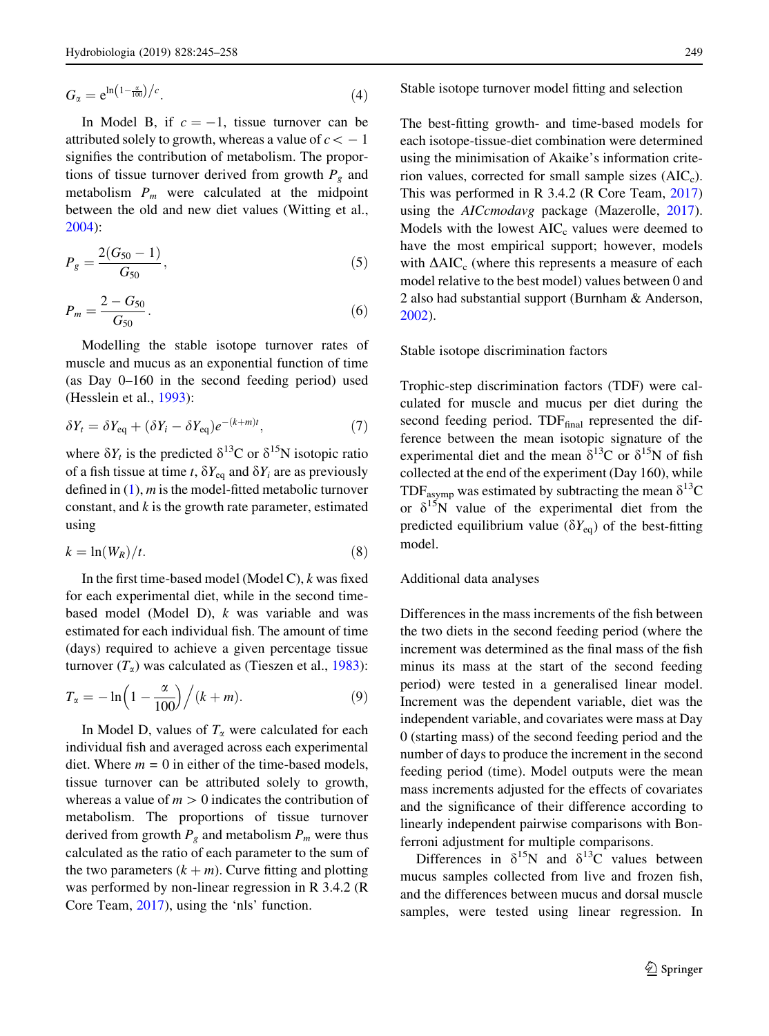$$G_\alpha = e^{\ln\left(1-\frac{\alpha}{100}\right)/c}. \tag{4}$$

In Model B, if $c = -1$, tissue turnover can be attributed solely to growth, whereas a value of $c < -1$ signifies the contribution of metabolism. The proportions of tissue turnover derived from growth $P_g$ and metabolism $P_m$ were calculated at the midpoint between the old and new diet values (Witting et al., 2004):

$$P_g = \frac{2(G_{50} - 1)}{G_{50}}, \tag{5}$$

$$P_m = \frac{2 - G_{50}}{G_{50}}. \tag{6}$$

Modelling the stable isotope turnover rates of muscle and mucus as an exponential function of time (as Day 0–160 in the second feeding period) used (Hesslein et al., 1993):

$$\delta Y_t = \delta Y_{\mathrm{eq}} + (\delta Y_i - \delta Y_{\mathrm{eq}})e^{-(k+m)t}, \tag{7}$$

where $\delta Y_t$ is the predicted $\delta^{13}$C or $\delta^{15}$N isotopic ratio of a fish tissue at time $t$, $\delta Y_{\mathrm{eq}}$ and $\delta Y_i$ are as previously defined in (1), $m$ is the model-fitted metabolic turnover constant, and $k$ is the growth rate parameter, estimated using

$$k = \ln(W_R)/t. \tag{8}$$

In the first time-based model (Model C), $k$ was fixed for each experimental diet, while in the second time-based model (Model D), $k$ was variable and was estimated for each individual fish. The amount of time (days) required to achieve a given percentage tissue turnover ($T_\alpha$) was calculated as (Tieszen et al., 1983):

$$T_\alpha = -\ln\left(1 - \frac{\alpha}{100}\right) \Big/ (k + m). \tag{9}$$

In Model D, values of $T_\alpha$ were calculated for each individual fish and averaged across each experimental diet. Where $m = 0$ in either of the time-based models, tissue turnover can be attributed solely to growth, whereas a value of $m > 0$ indicates the contribution of metabolism. The proportions of tissue turnover derived from growth $P_g$ and metabolism $P_m$ were thus calculated as the ratio of each parameter to the sum of the two parameters $(k + m)$. Curve fitting and plotting was performed by non-linear regression in R 3.4.2 (R Core Team, 2017), using the 'nls' function.

### Stable isotope turnover model fitting and selection

The best-fitting growth- and time-based models for each isotope-tissue-diet combination were determined using the minimisation of Akaike's information criterion values, corrected for small sample sizes ($\mathrm{AIC_c}$). This was performed in R 3.4.2 (R Core Team, 2017) using the *AICcmodavg* package (Mazerolle, 2017). Models with the lowest $\mathrm{AIC_c}$ values were deemed to have the most empirical support; however, models with $\Delta\mathrm{AIC_c}$ (where this represents a measure of each model relative to the best model) values between 0 and 2 also had substantial support (Burnham & Anderson, 2002).

### Stable isotope discrimination factors

Trophic-step discrimination factors (TDF) were calculated for muscle and mucus per diet during the second feeding period. $\mathrm{TDF_{final}}$ represented the difference between the mean isotopic signature of the experimental diet and the mean $\delta^{13}$C or $\delta^{15}$N of fish collected at the end of the experiment (Day 160), while $\mathrm{TDF_{asymp}}$ was estimated by subtracting the mean $\delta^{13}$C or $\delta^{15}$N value of the experimental diet from the predicted equilibrium value ($\delta Y_{\mathrm{eq}}$) of the best-fitting model.

### Additional data analyses

Differences in the mass increments of the fish between the two diets in the second feeding period (where the increment was determined as the final mass of the fish minus its mass at the start of the second feeding period) were tested in a generalised linear model. Increment was the dependent variable, diet was the independent variable, and covariates were mass at Day 0 (starting mass) of the second feeding period and the number of days to produce the increment in the second feeding period (time). Model outputs were the mean mass increments adjusted for the effects of covariates and the significance of their difference according to linearly independent pairwise comparisons with Bonferroni adjustment for multiple comparisons.

Differences in $\delta^{15}$N and $\delta^{13}$C values between mucus samples collected from live and frozen fish, and the differences between mucus and dorsal muscle samples, were tested using linear regression. In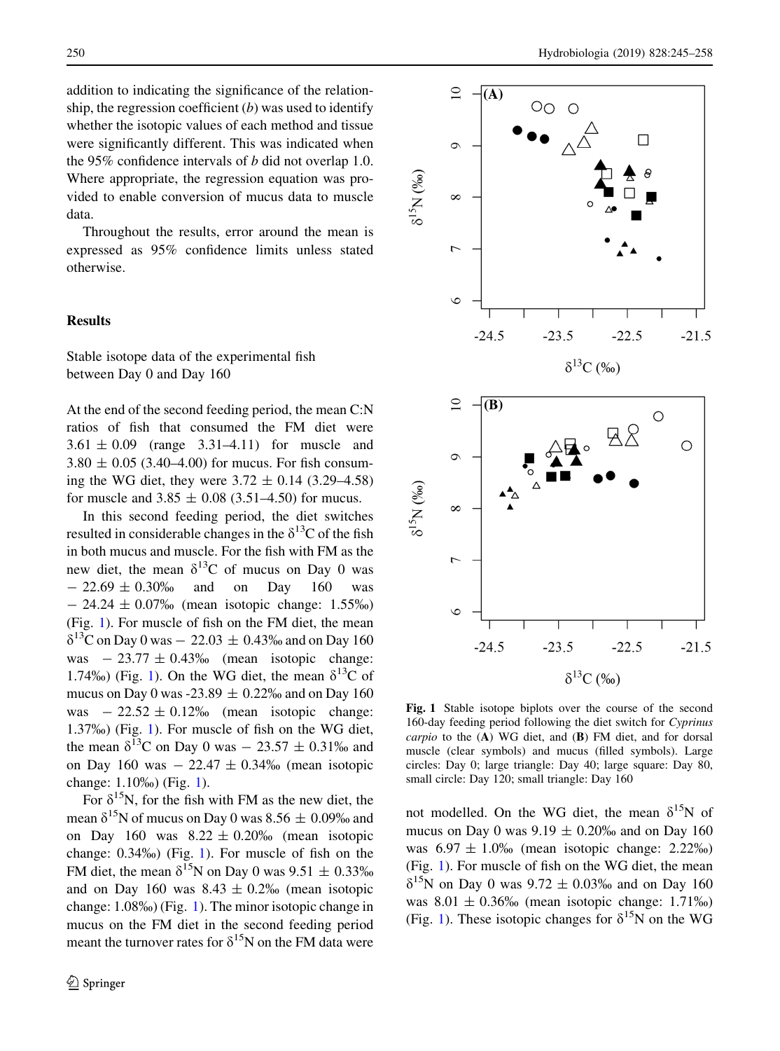addition to indicating the significance of the relationship, the regression coefficient ($b$) was used to identify whether the isotopic values of each method and tissue were significantly different. This was indicated when the 95% confidence intervals of $b$ did not overlap 1.0. Where appropriate, the regression equation was provided to enable conversion of mucus data to muscle data.

Throughout the results, error around the mean is expressed as 95% confidence limits unless stated otherwise.

## Results

### Stable isotope data of the experimental fish between Day 0 and Day 160

At the end of the second feeding period, the mean C:N ratios of fish that consumed the FM diet were 3.61 ± 0.09 (range 3.31–4.11) for muscle and 3.80 ± 0.05 (3.40–4.00) for mucus. For fish consuming the WG diet, they were 3.72 ± 0.14 (3.29–4.58) for muscle and 3.85 ± 0.08 (3.51–4.50) for mucus.

In this second feeding period, the diet switches resulted in considerable changes in the $\delta^{13}$C of the fish in both mucus and muscle. For the fish with FM as the new diet, the mean $\delta^{13}$C of mucus on Day 0 was − 22.69 ± 0.30‰ and on Day 160 was − 24.24 ± 0.07‰ (mean isotopic change: 1.55‰) (Fig. 1). For muscle of fish on the FM diet, the mean $\delta^{13}$C on Day 0 was − 22.03 ± 0.43‰ and on Day 160 was − 23.77 ± 0.43‰ (mean isotopic change: 1.74‰) (Fig. 1). On the WG diet, the mean $\delta^{13}$C of mucus on Day 0 was -23.89 ± 0.22‰ and on Day 160 was − 22.52 ± 0.12‰ (mean isotopic change: 1.37‰) (Fig. 1). For muscle of fish on the WG diet, the mean $\delta^{13}$C on Day 0 was − 23.57 ± 0.31‰ and on Day 160 was − 22.47 ± 0.34‰ (mean isotopic change: 1.10‰) (Fig. 1).

For $\delta^{15}$N, for the fish with FM as the new diet, the mean $\delta^{15}$N of mucus on Day 0 was 8.56 ± 0.09‰ and on Day 160 was 8.22 ± 0.20‰ (mean isotopic change: 0.34‰) (Fig. 1). For muscle of fish on the FM diet, the mean $\delta^{15}$N on Day 0 was 9.51 ± 0.33‰ and on Day 160 was 8.43 ± 0.2‰ (mean isotopic change: 1.08‰) (Fig. 1). The minor isotopic change in mucus on the FM diet in the second feeding period meant the turnover rates for $\delta^{15}$N on the FM data were not modelled. On the WG diet, the mean $\delta^{15}$N of mucus on Day 0 was 9.19 ± 0.20‰ and on Day 160 was 6.97 ± 1.0‰ (mean isotopic change: 2.22‰) (Fig. 1). For muscle of fish on the WG diet, the mean $\delta^{15}$N on Day 0 was 9.72 ± 0.03‰ and on Day 160 was 8.01 ± 0.36‰ (mean isotopic change: 1.71‰) (Fig. 1). These isotopic changes for $\delta^{15}$N on the WG

**Fig. 1** Stable isotope biplots over the course of the second 160-day feeding period following the diet switch for *Cyprinus carpio* to the (**A**) WG diet, and (**B**) FM diet, and for dorsal muscle (clear symbols) and mucus (filled symbols). Large circles: Day 0; large triangle: Day 40; large square: Day 80, small circle: Day 120; small triangle: Day 160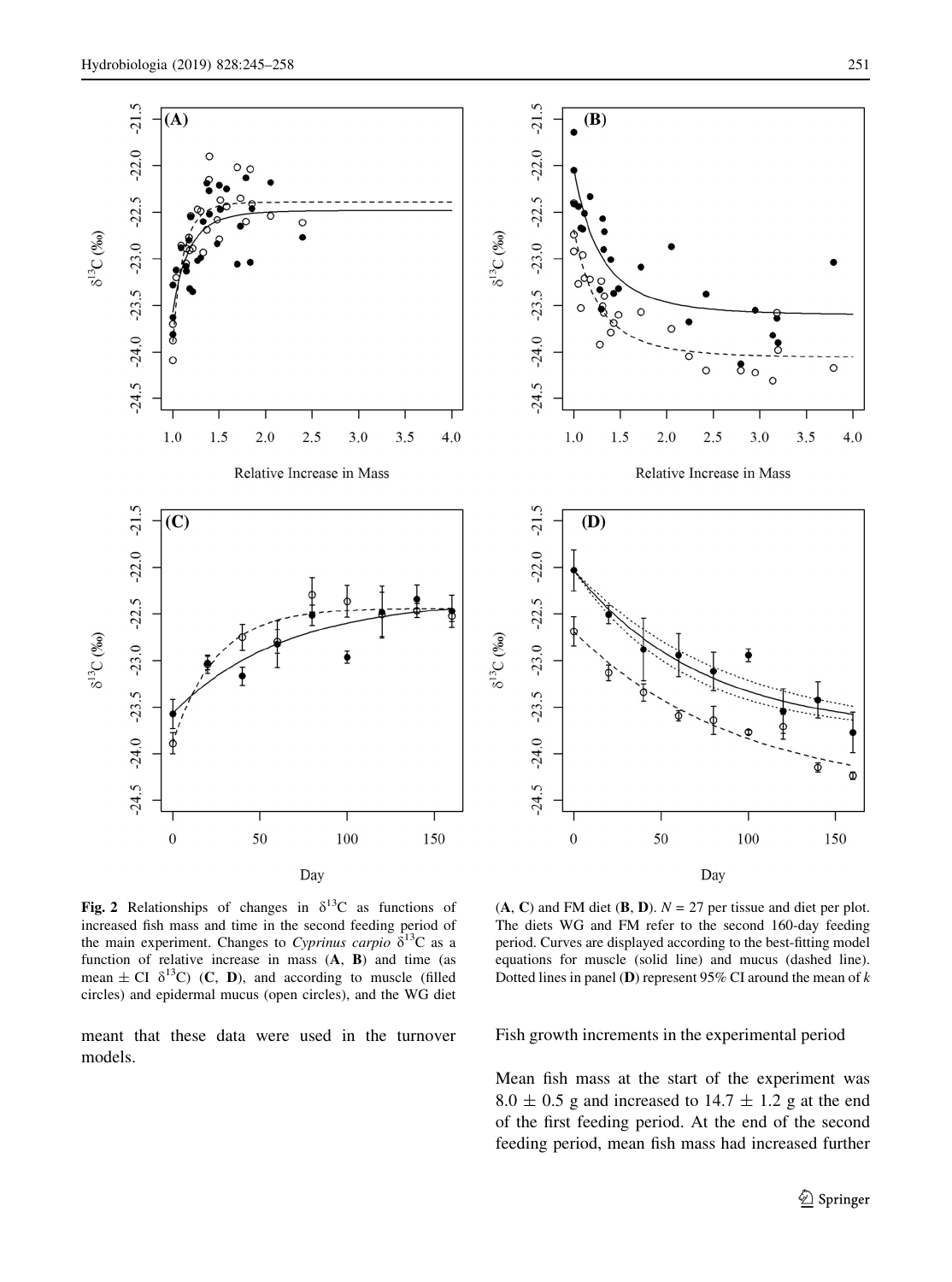**Fig. 2** Relationships of changes in $\delta^{13}C$ as functions of increased fish mass and time in the second feeding period of the main experiment. Changes to *Cyprinus carpio* $\delta^{13}C$ as a function of relative increase in mass (**A**, **B**) and time (as mean ± CI $\delta^{13}C$) (**C**, **D**), and according to muscle (filled circles) and epidermal mucus (open circles), and the WG diet (**A**, **C**) and FM diet (**B**, **D**). $N = 27$ per tissue and diet per plot. The diets WG and FM refer to the second 160-day feeding period. Curves are displayed according to the best-fitting model equations for muscle (solid line) and mucus (dashed line). Dotted lines in panel (**D**) represent 95% CI around the mean of *k*

meant that these data were used in the turnover models.

### Fish growth increments in the experimental period

Mean fish mass at the start of the experiment was 8.0 ± 0.5 g and increased to 14.7 ± 1.2 g at the end of the first feeding period. At the end of the second feeding period, mean fish mass had increased further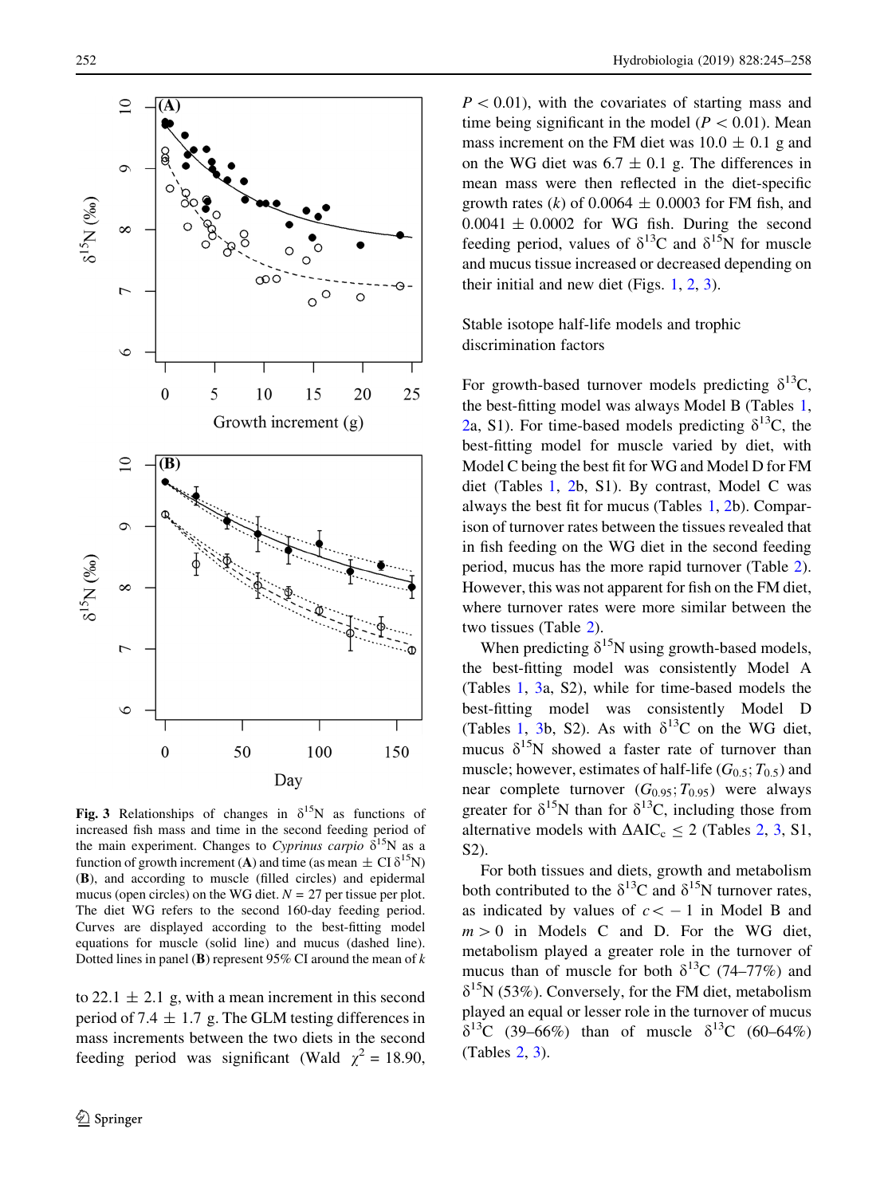Fig. 3 Relationships of changes in $\delta^{15}N$ as functions of increased fish mass and time in the second feeding period of the main experiment. Changes to *Cyprinus carpio* $\delta^{15}N$ as a function of growth increment (**A**) and time (as mean ± CI $\delta^{15}N$) (**B**), and according to muscle (filled circles) and epidermal mucus (open circles) on the WG diet. $N = 27$ per tissue per plot. The diet WG refers to the second 160-day feeding period. Curves are displayed according the best-fitting model equations for muscle (solid line) and mucus (dashed line). Dotted lines in panel (**B**) represent 95% CI around the mean of $k$

to 22.1 ± 2.1 g, with a mean increment in this second period of 7.4 ± 1.7 g. The GLM testing differences in mass increments between the two diets in the second feeding period was significant (Wald $\chi^2 = 18.90$, $P < 0.01$), with the covariates of starting mass and time being significant in the model ($P < 0.01$). Mean mass increment on the FM diet was 10.0 ± 0.1 g and on the WG diet was 6.7 ± 0.1 g. The differences in mean mass were then reflected in the diet-specific growth rates ($k$) of 0.0064 ± 0.0003 for FM fish, and 0.0041 ± 0.0002 for WG fish. During the second feeding period, values of $\delta^{13}C$ and $\delta^{15}N$ for muscle and mucus tissue increased or decreased depending on their initial and new diet (Figs. 1, 2, 3).

## Stable isotope half-life models and trophic discrimination factors

For growth-based turnover models predicting $\delta^{13}C$, the best-fitting model was always Model B (Tables 1, 2a, S1). For time-based models predicting $\delta^{13}C$, the best-fitting model for muscle varied by diet, with Model C being the best fit for WG and Model D for FM diet (Tables 1, 2b, S1). By contrast, Model C was always the best fit for mucus (Tables 1, 2b). Comparison of turnover rates between the tissues revealed that in fish feeding on the WG diet in the second feeding period, mucus has the more rapid turnover (Table 2). However, this was not apparent for fish on the FM diet, where turnover rates were more similar between the two tissues (Table 2).

When predicting $\delta^{15}N$ using growth-based models, the best-fitting model was consistently Model A (Tables 1, 3a, S2), while for time-based models the best-fitting model was consistently Model D (Tables 1, 3b, S2). As with $\delta^{13}C$ on the WG diet, mucus $\delta^{15}N$ showed a faster rate of turnover than muscle; however, estimates of half-life ($G_{0.5}$; $T_{0.5}$) and near complete turnover ($G_{0.95}$; $T_{0.95}$) were always greater for $\delta^{15}N$ than for $\delta^{13}C$, including those from alternative models with $\Delta AIC_c \leq 2$ (Tables 2, 3, S1, S2).

For both tissues and diets, growth and metabolism both contributed to the $\delta^{13}C$ and $\delta^{15}N$ turnover rates, as indicated by values of $c < -1$ in Model B and $m > 0$ in Models C and D. For the WG diet, metabolism played a greater role in the turnover of mucus than of muscle for both $\delta^{13}C$ (74–77%) and $\delta^{15}N$ (53%). Conversely, for the FM diet, metabolism played an equal or lesser role in the turnover of mucus $\delta^{13}C$ (39–66%) than of muscle $\delta^{13}C$ (60–64%) (Tables 2, 3).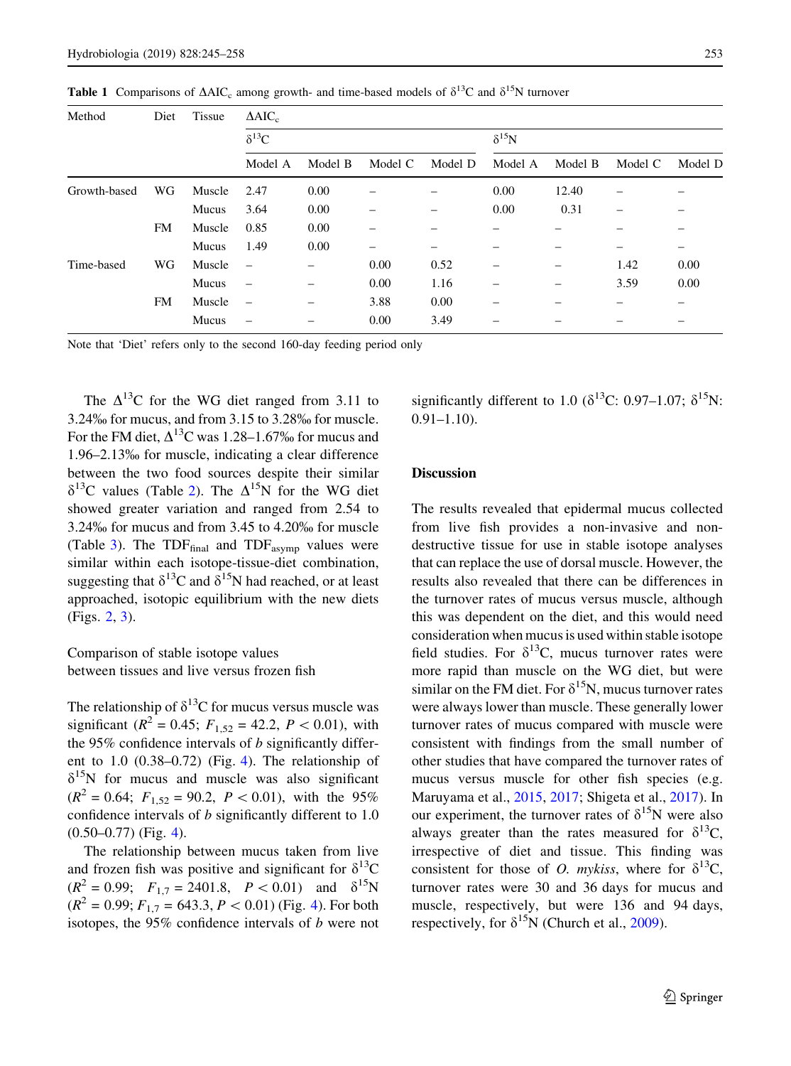**Table 1** Comparisons of $\Delta AIC_c$ among growth- and time-based models of $\delta^{13}C$ and $\delta^{15}N$ turnover

| Method | Diet | Tissue | $\Delta AIC_c$ | | | | | | | |
|---|---|---|---|---|---|---|---|---|---|---|
| | | | $\delta^{13}C$ | | | | $\delta^{15}N$ | | | |
| | | | Model A | Model B | Model C | Model D | Model A | Model B | Model C | Model D |
| Growth-based | WG | Muscle | 2.47 | 0.00 | – | – | 0.00 | 12.40 | – | – |
| | | Mucus | 3.64 | 0.00 | – | – | 0.00 | 0.31 | – | – |
| | FM | Muscle | 0.85 | 0.00 | – | – | – | – | – | – |
| | | Mucus | 1.49 | 0.00 | – | – | – | – | – | – |
| Time-based | WG | Muscle | – | – | 0.00 | 0.52 | – | – | 1.42 | 0.00 |
| | | Mucus | – | – | 0.00 | 1.16 | – | – | 3.59 | 0.00 |
| | FM | Muscle | – | – | 3.88 | 0.00 | – | – | – | – |
| | | Mucus | – | – | 0.00 | 3.49 | – | – | – | – |

Note that 'Diet' refers only to the second 160-day feeding period only

The $\Delta^{13}C$ for the WG diet ranged from 3.11 to 3.24‰ for mucus, and from 3.15 to 3.28‰ for muscle. For the FM diet, $\Delta^{13}C$ was 1.28–1.67‰ for mucus and 1.96–2.13‰ for muscle, indicating a clear difference between the two food sources despite their similar $\delta^{13}C$ values (Table 2). The $\Delta^{15}N$ for the WG diet showed greater variation and ranged from 2.54 to 3.24‰ for mucus and from 3.45 to 4.20‰ for muscle (Table 3). The $TDF_{final}$ and $TDF_{asymp}$ values were similar within each isotope-tissue-diet combination, suggesting that $\delta^{13}C$ and $\delta^{15}N$ had reached, or at least approached, isotopic equilibrium with the new diets (Figs. 2, 3).

Comparison of stable isotope values between tissues and live versus frozen fish

The relationship of $\delta^{13}C$ for mucus versus muscle was significant ($R^2 = 0.45$; $F_{1,52} = 42.2$, $P < 0.01$), with the 95% confidence intervals of $b$ significantly different to 1.0 (0.38–0.72) (Fig. 4). The relationship of $\delta^{15}N$ for mucus and muscle was also significant ($R^2 = 0.64$; $F_{1,52} = 90.2$, $P < 0.01$), with the 95% confidence intervals of $b$ significantly different to 1.0 (0.50–0.77) (Fig. 4).

The relationship between mucus taken from live and frozen fish was positive and significant for $\delta^{13}C$ ($R^2 = 0.99$; $F_{1,7} = 2401.8$, $P < 0.01$) and $\delta^{15}N$ ($R^2 = 0.99$; $F_{1,7} = 643.3$, $P < 0.01$) (Fig. 4). For both isotopes, the 95% confidence intervals of $b$ were not significantly different to 1.0 ($\delta^{13}C$: 0.97–1.07; $\delta^{15}N$: 0.91–1.10).

## Discussion

The results revealed that epidermal mucus collected from live fish provides a non-invasive and non-destructive tissue for use in stable isotope analyses that can replace the use of dorsal muscle. However, the results also revealed that there can be differences in the turnover rates of mucus versus muscle, although this was dependent on the diet, and this would need consideration when mucus is used within stable isotope field studies. For $\delta^{13}C$, mucus turnover rates were more rapid than muscle on the WG diet, but were similar on the FM diet. For $\delta^{15}N$, mucus turnover rates were always lower than muscle. These generally lower turnover rates of mucus compared with muscle were consistent with findings from the small number of other studies that have compared the turnover rates of mucus versus muscle for other fish species (e.g. Maruyama et al., 2015, 2017; Shigeta et al., 2017). In our experiment, the turnover rates of $\delta^{15}N$ were also always greater than the rates measured for $\delta^{13}C$, irrespective of diet and tissue. This finding was consistent for those of *O. mykiss*, where for $\delta^{13}C$, turnover rates were 30 and 36 days for mucus and muscle, respectively, but were 136 and 94 days, respectively, for $\delta^{15}N$ (Church et al., 2009).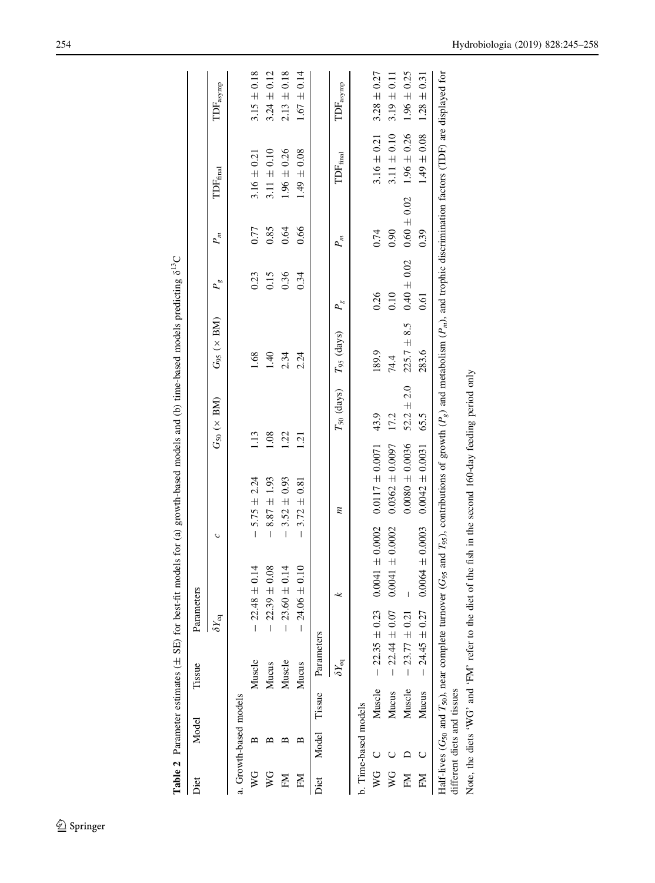**Table 2** Parameter estimates (± SE) for best-fit models for (a) growth-based models and (b) time-based models predicting $\delta^{13}C$

| Diet | Model | Tissue | Parameters | | | | | | | |
|---|---|---|---|---|---|---|---|---|---|---|
| | | | $\delta Y_{eq}$ | $c$ | $G_{50}$ (× BM) | $G_{95}$ (× BM) | $P_g$ | $P_m$ | $TDF_{final}$ | $TDF_{asymp}$ |
| a. Growth-based models | | | | | | | | | | |
| WG | B | Muscle | − 22.48 ± 0.14 | − 5.75 ± 2.24 | 1.13 | 1.68 | 0.23 | 0.77 | 3.16 ± 0.21 | 3.15 ± 0.18 |
| WG | B | Mucus | − 22.39 ± 0.08 | − 8.87 ± 1.93 | 1.08 | 1.40 | 0.15 | 0.85 | 3.11 ± 0.10 | 3.24 ± 0.12 |
| FM | B | Muscle | − 23.60 ± 0.14 | − 3.52 ± 0.93 | 1.22 | 2.34 | 0.36 | 0.64 | 1.96 ± 0.26 | 2.13 ± 0.18 |
| FM | B | Mucus | − 24.06 ± 0.10 | − 3.72 ± 0.81 | 1.21 | 2.24 | 0.34 | 0.66 | 1.49 ± 0.08 | 1.67 ± 0.14 |

| Diet | Model | Tissue | Parameters | | | | | | | | |
|---|---|---|---|---|---|---|---|---|---|---|---|
| | | | $\delta Y_{eq}$ | $k$ | $m$ | $T_{50}$ (days) | $T_{95}$ (days) | $P_g$ | $P_m$ | $TDF_{final}$ | $TDF_{asymp}$ |
| b. Time-based models | | | | | | | | | | | |
| WG | C | Muscle | − 22.35 ± 0.23 | 0.0041 ± 0.0002 | 0.0117 ± 0.0071 | 43.9 | 189.9 | 0.26 | 0.74 | 3.16 ± 0.21 | 3.28 ± 0.27 |
| WG | C | Mucus | − 22.44 ± 0.07 | 0.0041 ± 0.0002 | 0.0362 ± 0.0097 | 17.2 | 74.4 | 0.10 | 0.90 | 3.11 ± 0.10 | 3.19 ± 0.11 |
| FM | D | Muscle | − 23.77 ± 0.21 | – | 0.0080 ± 0.0036 | 52.2 ± 2.0 | 225.7 ± 8.5 | 0.40 ± 0.02 | 0.60 ± 0.02 | 1.96 ± 0.26 | 1.96 ± 0.25 |
| FM | C | Mucus | − 24.45 ± 0.27 | 0.0064 ± 0.0003 | 0.0042 ± 0.0031 | 65.5 | 283.6 | 0.61 | 0.39 | 1.49 ± 0.08 | 1.28 ± 0.31 |

Half-lives ($G_{50}$ and $T_{50}$), near complete turnover ($G_{95}$ and $T_{95}$), contributions of growth ($P_g$) and metabolism ($P_m$), and trophic discrimination factors (TDF) are displayed for different diets and tissues

Note, the diets 'WG' and 'FM' refer to the diet of the fish in the second 160-day feeding period only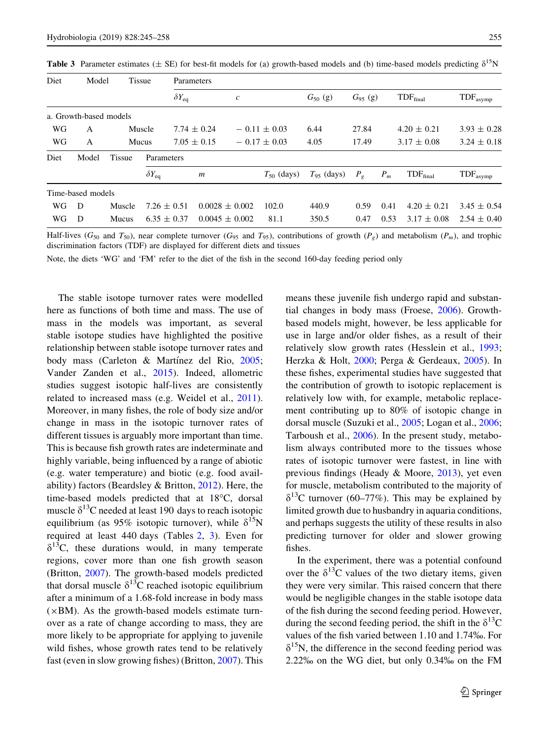**Table 3** Parameter estimates (± SE) for best-fit models for (a) growth-based models and (b) time-based models predicting $\delta^{15}$N

| Diet | Model | Tissue | Parameters | | | | | |
|---|---|---|---|---|---|---|---|---|
| | | | $\delta Y_{eq}$ | $c$ | $G_{50}$ (g) | $G_{95}$ (g) | $TDF_{final}$ | $TDF_{asymp}$ |
| a. Growth-based models | | | | | | | | |
| WG | A | Muscle | 7.74 ± 0.24 | − 0.11 ± 0.03 | 6.44 | 27.84 | 4.20 ± 0.21 | 3.93 ± 0.28 |
| WG | A | Mucus | 7.05 ± 0.15 | − 0.17 ± 0.03 | 4.05 | 17.49 | 3.17 ± 0.08 | 3.24 ± 0.18 |

| Diet | Model | Tissue | Parameters | | | | | | | |
|---|---|---|---|---|---|---|---|---|---|---|
| | | | $\delta Y_{eq}$ | $m$ | $T_{50}$ (days) | $T_{95}$ (days) | $P_g$ | $P_m$ | $TDF_{final}$ | $TDF_{asymp}$ |
| Time-based models | | | | | | | | | | |
| WG | D | Muscle | 7.26 ± 0.51 | 0.0028 ± 0.002 | 102.0 | 440.9 | 0.59 | 0.41 | 4.20 ± 0.21 | 3.45 ± 0.54 |
| WG | D | Mucus | 6.35 ± 0.37 | 0.0045 ± 0.002 | 81.1 | 350.5 | 0.47 | 0.53 | 3.17 ± 0.08 | 2.54 ± 0.40 |

Half-lives ($G_{50}$ and $T_{50}$), near complete turnover ($G_{95}$ and $T_{95}$), contributions of growth ($P_g$) and metabolism ($P_m$), and trophic discrimination factors (TDF) are displayed for different diets and tissues

Note, the diets 'WG' and 'FM' refer to the diet of the fish in the second 160-day feeding period only

The stable isotope turnover rates were modelled here as functions of both time and mass. The use of mass in the models was important, as several stable isotope studies have highlighted the positive relationship between stable isotope turnover rates and body mass (Carleton & Martínez del Rio, 2005; Vander Zanden et al., 2015). Indeed, allometric studies suggest isotopic half-lives are consistently related to increased mass (e.g. Weidel et al., 2011). Moreover, in many fishes, the role of body size and/or change in mass in the isotopic turnover rates of different tissues is arguably more important than time. This is because fish growth rates are indeterminate and highly variable, being influenced by a range of abiotic (e.g. water temperature) and biotic (e.g. food availability) factors (Beardsley & Britton, 2012). Here, the time-based models predicted that at 18°C, dorsal muscle $\delta^{13}$C needed at least 190 days to reach isotopic equilibrium (as 95% isotopic turnover), while $\delta^{15}$N required at least 440 days (Tables 2, 3). Even for $\delta^{13}$C, these durations would, in many temperate regions, cover more than one fish growth season (Britton, 2007). The growth-based models predicted that dorsal muscle $\delta^{13}$C reached isotopic equilibrium after a minimum of a 1.68-fold increase in body mass (×BM). As the growth-based models estimate turnover as a rate of change according to mass, they are more likely to be appropriate for applying to juvenile wild fishes, whose growth rates tend to be relatively fast (even in slow growing fishes) (Britton, 2007). This means these juvenile fish undergo rapid and substantial changes in body mass (Froese, 2006). Growth-based models might, however, be less applicable for use in large and/or older fishes, as a result of their relatively slow growth rates (Hesslein et al., 1993; Herzka & Holt, 2000; Perga & Gerdeaux, 2005). In these fishes, experimental studies have suggested that the contribution of growth to isotopic replacement is relatively low with, for example, metabolic replacement contributing up to 80% of isotopic change in dorsal muscle (Suzuki et al., 2005; Logan et al., 2006; Tarboush et al., 2006). In the present study, metabolism always contributed more to the tissues whose rates of isotopic turnover were fastest, in line with previous findings (Heady & Moore, 2013), yet even for muscle, metabolism contributed to the majority of $\delta^{13}$C turnover (60–77%). This may be explained by limited growth due to husbandry in aquaria conditions, and perhaps suggests the utility of these results in also predicting turnover for older and slower growing fishes.

In the experiment, there was a potential confound over the $\delta^{13}$C values of the two dietary items, given they were very similar. This raised concern that there would be negligible changes in the stable isotope data of the fish during the second feeding period. However, during the second feeding period, the shift in the $\delta^{13}$C values of the fish varied between 1.10 and 1.74‰. For $\delta^{15}$N, the difference in the second feeding period was 2.22‰ on the WG diet, but only 0.34‰ on the FM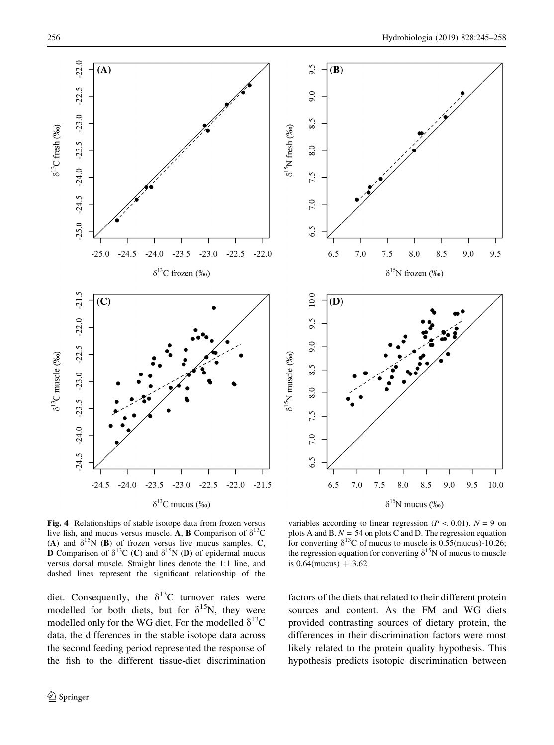**Fig. 4** Relationships of stable isotope data from frozen versus live fish, and mucus versus muscle. **A**, **B** Comparison of $\delta^{13}C$ (**A**) and $\delta^{15}N$ (**B**) of frozen versus live mucus samples. **C**, **D** Comparison of $\delta^{13}C$ (**C**) and $\delta^{15}N$ (**D**) of epidermal mucus versus dorsal muscle. Straight lines denote the 1:1 line, and dashed lines represent the significant relationship of the variables according to linear regression ($P < 0.01$). $N = 9$ on plots A and B. $N = 54$ on plots C and D. The regression equation for converting $\delta^{13}C$ of mucus to muscle is 0.55(mucus)-10.26; the regression equation for converting $\delta^{15}N$ of mucus to muscle is 0.64(mucus) + 3.62

diet. Consequently, the $\delta^{13}C$ turnover rates were modelled for both diets, but for $\delta^{15}N$, they were modelled only for the WG diet. For the modelled $\delta^{13}C$ data, the differences in the stable isotope data across the second feeding period represented the response of the fish to the different tissue-diet discrimination factors of the diets that related to their different protein sources and content. As the FM and WG diets provided contrasting sources of dietary protein, the differences in their discrimination factors were most likely related to the protein quality hypothesis. This hypothesis predicts isotopic discrimination between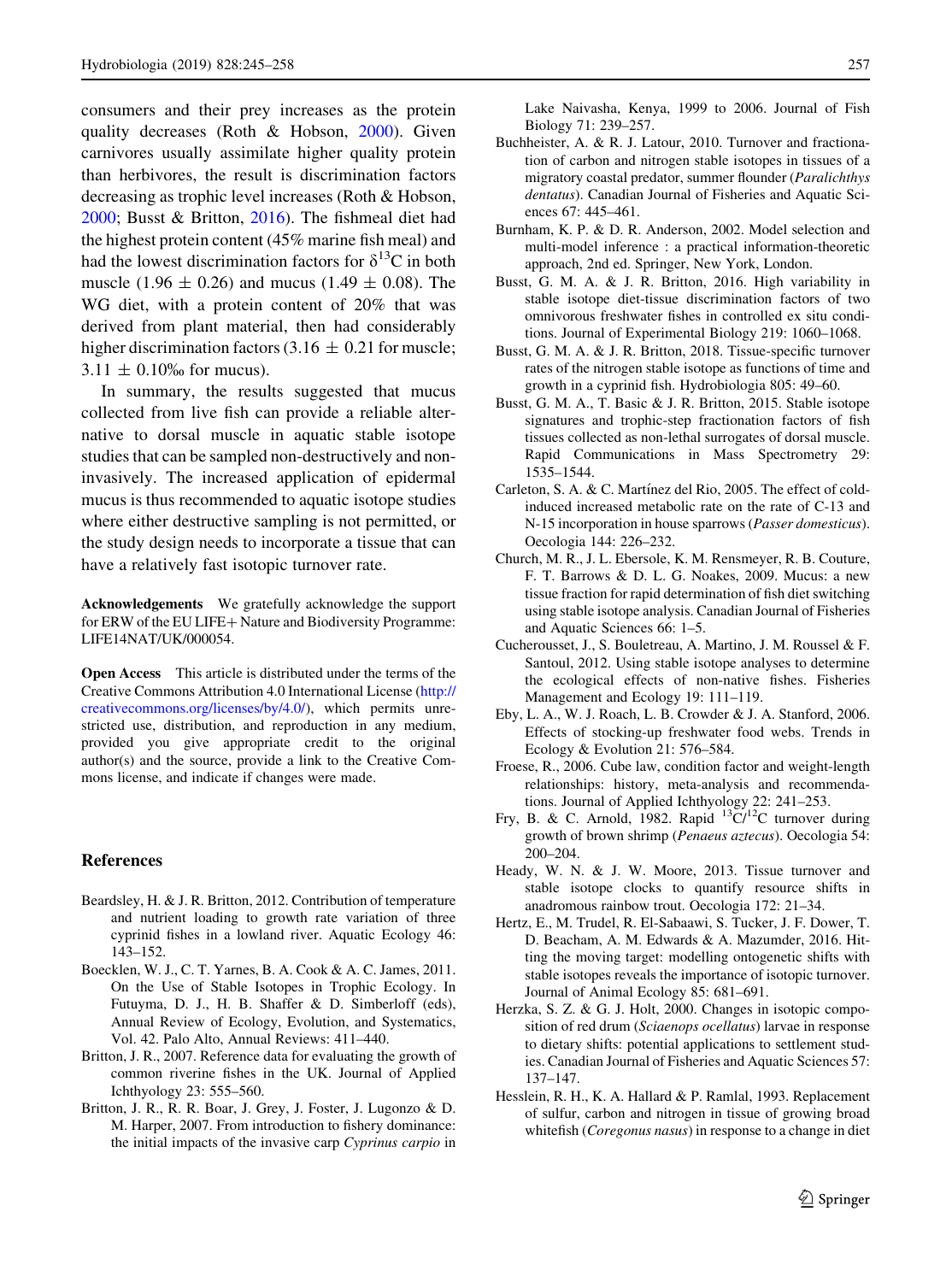consumers and their prey increases as the protein quality decreases (Roth & Hobson, 2000). Given carnivores usually assimilate higher quality protein than herbivores, the result is discrimination factors decreasing as trophic level increases (Roth & Hobson, 2000; Busst & Britton, 2016). The fishmeal diet had the highest protein content (45% marine fish meal) and had the lowest discrimination factors for $\delta^{13}C$ in both muscle (1.96 ± 0.26) and mucus (1.49 ± 0.08). The WG diet, with a protein content of 20% that was derived from plant material, then had considerably higher discrimination factors (3.16 ± 0.21 for muscle; 3.11 ± 0.10‰ for mucus).

In summary, the results suggested that mucus collected from live fish can provide a reliable alternative to dorsal muscle in aquatic stable isotope studies that can be sampled non-destructively and non-invasively. The increased application of epidermal mucus is thus recommended to aquatic isotope studies where either destructive sampling is not permitted, or the study design needs to incorporate a tissue that can have a relatively fast isotopic turnover rate.

**Acknowledgements** We gratefully acknowledge the support for ERW of the EU LIFE+ Nature and Biodiversity Programme: LIFE14NAT/UK/000054.

**Open Access** This article is distributed under the terms of the Creative Commons Attribution 4.0 International License (http://creativecommons.org/licenses/by/4.0/), which permits unrestricted use, distribution, and reproduction in any medium, provided you give appropriate credit to the original author(s) and the source, provide a link to the Creative Commons license, and indicate if changes were made.

## References

Beardsley, H. & J. R. Britton, 2012. Contribution of temperature and nutrient loading to growth rate variation of three cyprinid fishes in a lowland river. Aquatic Ecology 46: 143–152.

Boecklen, W. J., C. T. Yarnes, B. A. Cook & A. C. James, 2011. On the Use of Stable Isotopes in Trophic Ecology. In Futuyma, D. J., H. B. Shaffer & D. Simberloff (eds), Annual Review of Ecology, Evolution, and Systematics, Vol. 42. Palo Alto, Annual Reviews: 411–440.

Britton, J. R., 2007. Reference data for evaluating the growth of common riverine fishes in the UK. Journal of Applied Ichthyology 23: 555–560.

Britton, J. R., R. R. Boar, J. Grey, J. Foster, J. Lugonzo & D. M. Harper, 2007. From introduction to fishery dominance: the initial impacts of the invasive carp *Cyprinus carpio* in Lake Naivasha, Kenya, 1999 to 2006. Journal of Fish Biology 71: 239–257.

Buchheister, A. & R. J. Latour, 2010. Turnover and fractionation of carbon and nitrogen stable isotopes in tissues of a migratory coastal predator, summer flounder (*Paralichthys dentatus*). Canadian Journal of Fisheries and Aquatic Sciences 67: 445–461.

Burnham, K. P. & D. R. Anderson, 2002. Model selection and multi-model inference : a practical information-theoretic approach, 2nd ed. Springer, New York, London.

Busst, G. M. A. & J. R. Britton, 2016. High variability in stable isotope diet-tissue discrimination factors of two omnivorous freshwater fishes in controlled ex situ conditions. Journal of Experimental Biology 219: 1060–1068.

Busst, G. M. A. & J. R. Britton, 2018. Tissue-specific turnover rates of the nitrogen stable isotope as functions of time and growth in a cyprinid fish. Hydrobiologia 805: 49–60.

Busst, G. M. A., T. Basic & J. R. Britton, 2015. Stable isotope signatures and trophic-step fractionation factors of fish tissues collected as non-lethal surrogates of dorsal muscle. Rapid Communications in Mass Spectrometry 29: 1535–1544.

Carleton, S. A. & C. Martínez del Rio, 2005. The effect of cold-induced increased metabolic rate on the rate of C-13 and N-15 incorporation in house sparrows (*Passer domesticus*). Oecologia 144: 226–232.

Church, M. R., J. L. Ebersole, K. M. Rensmeyer, R. B. Couture, F. T. Barrows & D. L. G. Noakes, 2009. Mucus: a new tissue fraction for rapid determination of fish diet switching using stable isotope analysis. Canadian Journal of Fisheries and Aquatic Sciences 66: 1–5.

Cucherousset, J., S. Bouletreau, A. Martino, J. M. Roussel & F. Santoul, 2012. Using stable isotope analyses to determine the ecological effects of non-native fishes. Fisheries Management and Ecology 19: 111–119.

Eby, L. A., W. J. Roach, L. B. Crowder & J. A. Stanford, 2006. Effects of stocking-up freshwater food webs. Trends in Ecology & Evolution 21: 576–584.

Froese, R., 2006. Cube law, condition factor and weight-length relationships: history, meta-analysis and recommendations. Journal of Applied Ichthyology 22: 241–253.

Fry, B. & C. Arnold, 1982. Rapid $^{13}C/^{12}C$ turnover during growth of brown shrimp (*Penaeus aztecus*). Oecologia 54: 200–204.

Heady, W. N. & J. W. Moore, 2013. Tissue turnover and stable isotope clocks to quantify resource shifts in anadromous rainbow trout. Oecologia 172: 21–34.

Hertz, E., M. Trudel, R. El-Sabaawi, S. Tucker, J. F. Dower, T. D. Beacham, A. M. Edwards & A. Mazumder, 2016. Hitting the moving target: modelling ontogenetic shifts with stable isotopes reveals the importance of isotopic turnover. Journal of Animal Ecology 85: 681–691.

Herzka, S. Z. & G. J. Holt, 2000. Changes in isotopic composition of red drum (*Sciaenops ocellatus*) larvae in response to dietary shifts: potential applications to settlement studies. Canadian Journal of Fisheries and Aquatic Sciences 57: 137–147.

Hesslein, R. H., K. A. Hallard & P. Ramlal, 1993. Replacement of sulfur, carbon and nitrogen in tissue of growing broad whitefish (*Coregonus nasus*) in response to a change in diet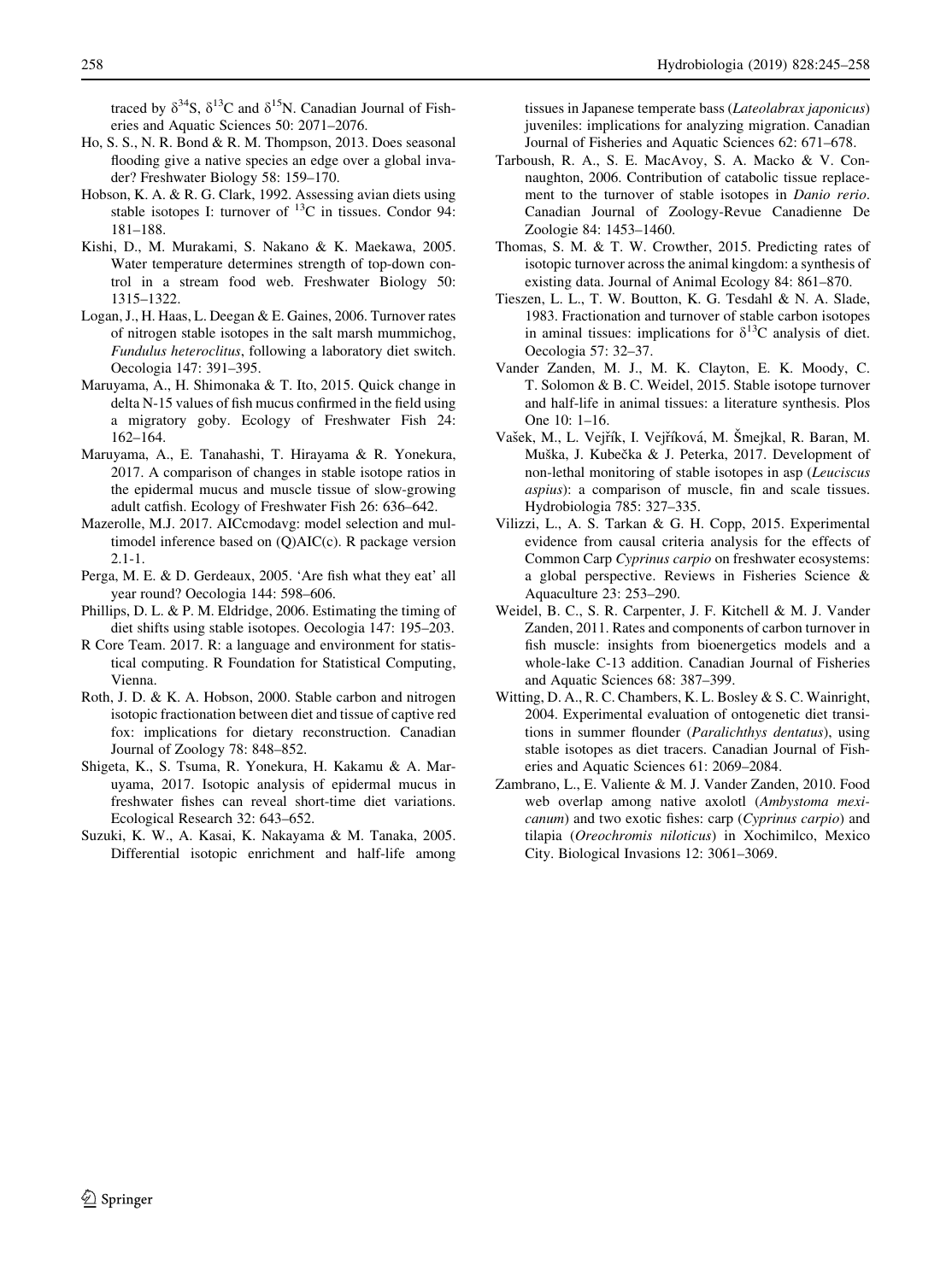traced by $\delta^{34}S$, $\delta^{13}C$ and $\delta^{15}N$. Canadian Journal of Fisheries and Aquatic Sciences 50: 2071–2076.

Ho, S. S., N. R. Bond & R. M. Thompson, 2013. Does seasonal flooding give a native species an edge over a global invader? Freshwater Biology 58: 159–170.

Hobson, K. A. & R. G. Clark, 1992. Assessing avian diets using stable isotopes I: turnover of $^{13}C$ in tissues. Condor 94: 181–188.

Kishi, D., M. Murakami, S. Nakano & K. Maekawa, 2005. Water temperature determines strength of top-down control in a stream food web. Freshwater Biology 50: 1315–1322.

Logan, J., H. Haas, L. Deegan & E. Gaines, 2006. Turnover rates of nitrogen stable isotopes in the salt marsh mummichog, *Fundulus heteroclitus*, following a laboratory diet switch. Oecologia 147: 391–395.

Maruyama, A., H. Shimonaka & T. Ito, 2015. Quick change in delta N-15 values of fish mucus confirmed in the field using a migratory goby. Ecology of Freshwater Fish 24: 162–164.

Maruyama, A., E. Tanahashi, T. Hirayama & R. Yonekura, 2017. A comparison of changes in stable isotope ratios in the epidermal mucus and muscle tissue of slow-growing adult catfish. Ecology of Freshwater Fish 26: 636–642.

Mazerolle, M.J. 2017. AICcmodavg: model selection and multimodel inference based on (Q)AIC(c). R package version 2.1-1.

Perga, M. E. & D. Gerdeaux, 2005. 'Are fish what they eat' all year round? Oecologia 144: 598–606.

Phillips, D. L. & P. M. Eldridge, 2006. Estimating the timing of diet shifts using stable isotopes. Oecologia 147: 195–203.

R Core Team. 2017. R: a language and environment for statistical computing. R Foundation for Statistical Computing, Vienna.

Roth, J. D. & K. A. Hobson, 2000. Stable carbon and nitrogen isotopic fractionation between diet and tissue of captive red fox: implications for dietary reconstruction. Canadian Journal of Zoology 78: 848–852.

Shigeta, K., S. Tsuma, R. Yonekura, H. Kakamu & A. Maruyama, 2017. Isotopic analysis of epidermal mucus in freshwater fishes can reveal short-time diet variations. Ecological Research 32: 643–652.

Suzuki, K. W., A. Kasai, K. Nakayama & M. Tanaka, 2005. Differential isotopic enrichment and half-life among tissues in Japanese temperate bass (*Lateolabrax japonicus*) juveniles: implications for analyzing migration. Canadian Journal of Fisheries and Aquatic Sciences 62: 671–678.

Tarboush, R. A., S. E. MacAvoy, S. A. Macko & V. Connaughton, 2006. Contribution of catabolic tissue replacement to the turnover of stable isotopes in *Danio rerio*. Canadian Journal of Zoology-Revue Canadienne De Zoologie 84: 1453–1460.

Thomas, S. M. & T. W. Crowther, 2015. Predicting rates of isotopic turnover across the animal kingdom: a synthesis of existing data. Journal of Animal Ecology 84: 861–870.

Tieszen, L. L., T. W. Boutton, K. G. Tesdahl & N. A. Slade, 1983. Fractionation and turnover of stable carbon isotopes in aminal tissues: implications for $\delta^{13}C$ analysis of diet. Oecologia 57: 32–37.

Vander Zanden, M. J., M. K. Clayton, E. K. Moody, C. T. Solomon & B. C. Weidel, 2015. Stable isotope turnover and half-life in animal tissues: a literature synthesis. Plos One 10: 1–16.

Vašek, M., L. Vejřík, I. Vejříková, M. Šmejkal, R. Baran, M. Muška, J. Kubečka & J. Peterka, 2017. Development of non-lethal monitoring of stable isotopes in asp (*Leuciscus aspius*): a comparison of muscle, fin and scale tissues. Hydrobiologia 785: 327–335.

Vilizzi, L., A. S. Tarkan & G. H. Copp, 2015. Experimental evidence from causal criteria analysis for the effects of Common Carp *Cyprinus carpio* on freshwater ecosystems: a global perspective. Reviews in Fisheries Science & Aquaculture 23: 253–290.

Weidel, B. C., S. R. Carpenter, J. F. Kitchell & M. J. Vander Zanden, 2011. Rates and components of carbon turnover in fish muscle: insights from bioenergetics models and a whole-lake C-13 addition. Canadian Journal of Fisheries and Aquatic Sciences 68: 387–399.

Witting, D. A., R. C. Chambers, K. L. Bosley & S. C. Wainright, 2004. Experimental evaluation of ontogenetic diet transitions in summer flounder (*Paralichthys dentatus*), using stable isotopes as diet tracers. Canadian Journal of Fisheries and Aquatic Sciences 61: 2069–2084.

Zambrano, L., E. Valiente & M. J. Vander Zanden, 2010. Food web overlap among native axolotl (*Ambystoma mexicanum*) and two exotic fishes: carp (*Cyprinus carpio*) and tilapia (*Oreochromis niloticus*) in Xochimilco, Mexico City. Biological Invasions 12: 3061–3069.